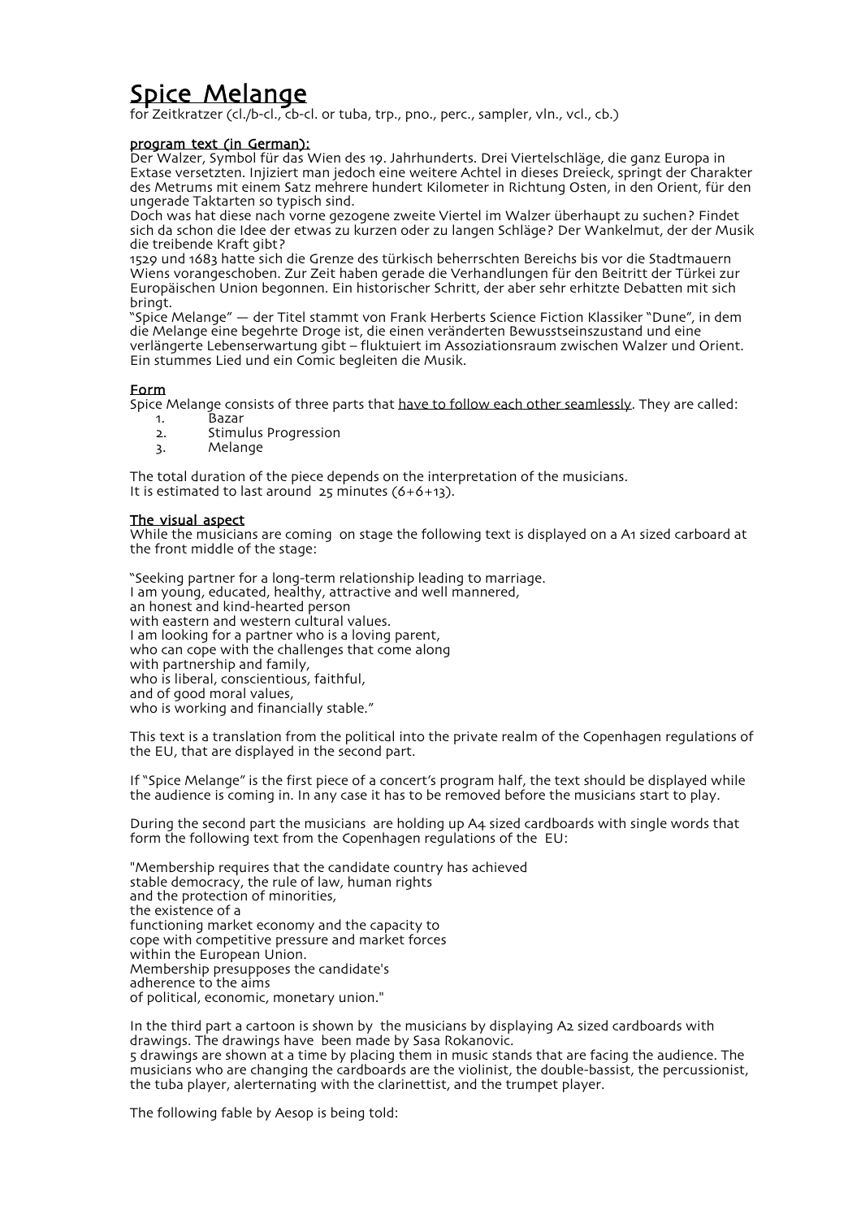# Spice Melange

for Zeitkratzer (cl./b-cl., cb-cl. or tuba, trp., pno., perc., sampler, vln., vcl., cb.)

## program text (in German):

Der Walzer, Symbol für das Wien des 19. Jahrhunderts. Drei Viertelschläge, die ganz Europa in Extase versetzten. Injiziert man jedoch eine weitere Achtel in dieses Dreieck, springt der Charakter des Metrums mit einem Satz mehrere hundert Kilometer in Richtung Osten, in den Orient, für den ungerade Taktarten so typisch sind.
Doch was hat diese nach vorne gezogene zweite Viertel im Walzer überhaupt zu suchen? Findet sich da schon die Idee der etwas zu kurzen oder zu langen Schläge? Der Wankelmut, der der Musik die treibende Kraft gibt?
1529 und 1683 hatte sich die Grenze des türkisch beherrschten Bereichs bis vor die Stadtmauern Wiens vorangeschoben. Zur Zeit haben gerade die Verhandlungen für den Beitritt der Türkei zur Europäischen Union begonnen. Ein historischer Schritt, der aber sehr erhitzte Debatten mit sich bringt.
"Spice Melange" — der Titel stammt von Frank Herberts Science Fiction Klassiker "Dune", in dem die Melange eine begehrte Droge ist, die einen veränderten Bewusstseinszustand und eine verlängerte Lebenserwartung gibt – fluktuiert im Assoziationsraum zwischen Walzer und Orient. Ein stummes Lied und ein Comic begleiten die Musik.

## Form

Spice Melange consists of three parts that <u>have to follow each other seamlessly</u>. They are called:

1. Bazar
2. Stimulus Progression
3. Melange

The total duration of the piece depends on the interpretation of the musicians.
It is estimated to last around 25 minutes (6+6+13).

## The visual aspect

While the musicians are coming on stage the following text is displayed on a A1 sized carboard at the front middle of the stage:

"Seeking partner for a long-term relationship leading to marriage.
I am young, educated, healthy, attractive and well mannered,
an honest and kind-hearted person
with eastern and western cultural values.
I am looking for a partner who is a loving parent,
who can cope with the challenges that come along
with partnership and family,
who is liberal, conscientious, faithful,
and of good moral values,
who is working and financially stable."

This text is a translation from the political into the private realm of the Copenhagen regulations of the EU, that are displayed in the second part.

If "Spice Melange" is the first piece of a concert's program half, the text should be displayed while the audience is coming in. In any case it has to be removed before the musicians start to play.

During the second part the musicians are holding up A4 sized cardboards with single words that form the following text from the Copenhagen regulations of the EU:

"Membership requires that the candidate country has achieved
stable democracy, the rule of law, human rights
and the protection of minorities,
the existence of a
functioning market economy and the capacity to
cope with competitive pressure and market forces
within the European Union.
Membership presupposes the candidate's
adherence to the aims
of political, economic, monetary union."

In the third part a cartoon is shown by the musicians by displaying A2 sized cardboards with drawings. The drawings have been made by Sasa Rokanovic.
5 drawings are shown at a time by placing them in music stands that are facing the audience. The musicians who are changing the cardboards are the violinist, the double-bassist, the percussionist, the tuba player, alerternating with the clarinettist, and the trumpet player.

The following fable by Aesop is being told: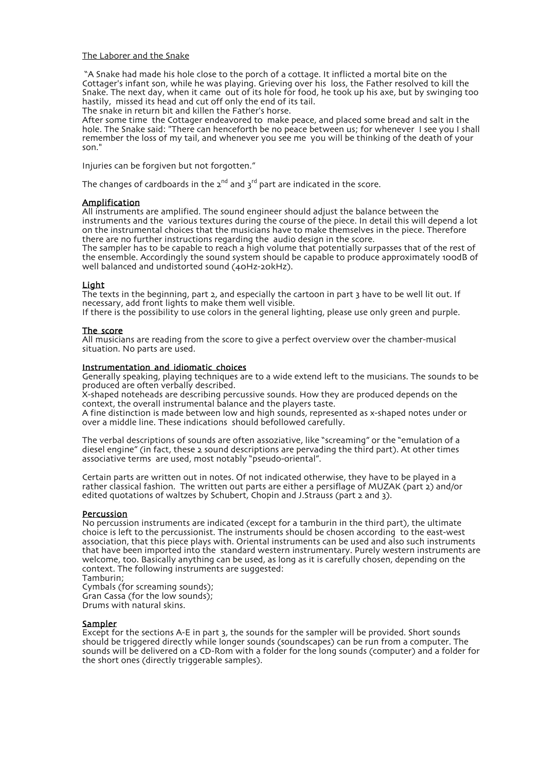The Laborer and the Snake

"A Snake had made his hole close to the porch of a cottage. It inflicted a mortal bite on the Cottager's infant son, while he was playing. Grieving over his loss, the Father resolved to kill the Snake. The next day, when it came out of its hole for food, he took up his axe, but by swinging too hastily, missed its head and cut off only the end of its tail.
The snake in return bit and killen the Father's horse.
After some time the Cottager endeavored to make peace, and placed some bread and salt in the hole. The Snake said: "There can henceforth be no peace between us; for whenever I see you I shall remember the loss of my tail, and whenever you see me you will be thinking of the death of your son."

Injuries can be forgiven but not forgotten."

The changes of cardboards in the 2nd and 3rd part are indicated in the score.

## Amplification

All instruments are amplified. The sound engineer should adjust the balance between the instruments and the various textures during the course of the piece. In detail this will depend a lot on the instrumental choices that the musicians have to make themselves in the piece. Therefore there are no further instructions regarding the audio design in the score.
The sampler has to be capable to reach a high volume that potentially surpasses that of the rest of the ensemble. Accordingly the sound system should be capable to produce approximately 100dB of well balanced and undistorted sound (40Hz-20kHz).

## Light

The texts in the beginning, part 2, and especially the cartoon in part 3 have to be well lit out. If necessary, add front lights to make them well visible.
If there is the possibility to use colors in the general lighting, please use only green and purple.

## The score

All musicians are reading from the score to give a perfect overview over the chamber-musical situation. No parts are used.

## Instrumentation and idiomatic choices

Generally speaking, playing techniques are to a wide extend left to the musicians. The sounds to be produced are often verbally described.
X-shaped noteheads are describing percussive sounds. How they are produced depends on the context, the overall instrumental balance and the players taste.
A fine distinction is made between low and high sounds, represented as x-shaped notes under or over a middle line. These indications should befollowed carefully.

The verbal descriptions of sounds are often assoziative, like "screaming" or the "emulation of a diesel engine" (in fact, these 2 sound descriptions are pervading the third part). At other times associative terms are used, most notably "pseudo-oriental".

Certain parts are written out in notes. Of not indicated otherwise, they have to be played in a rather classical fashion. The written out parts are either a persiflage of MUZAK (part 2) and/or edited quotations of waltzes by Schubert, Chopin and J.Strauss (part 2 and 3).

## Percussion

No percussion instruments are indicated (except for a tamburin in the third part), the ultimate choice is left to the percussionist. The instruments should be chosen according to the east-west association, that this piece plays with. Oriental instruments can be used and also such instruments that have been imported into the standard western instrumentary. Purely western instruments are welcome, too. Basically anything can be used, as long as it is carefully chosen, depending on the context. The following instruments are suggested:
Tamburin;
Cymbals (for screaming sounds);
Gran Cassa (for the low sounds);
Drums with natural skins.

## Sampler

Except for the sections A-E in part 3, the sounds for the sampler will be provided. Short sounds should be triggered directly while longer sounds (soundscapes) can be run from a computer. The sounds will be delivered on a CD-Rom with a folder for the long sounds (computer) and a folder for the short ones (directly triggerable samples).